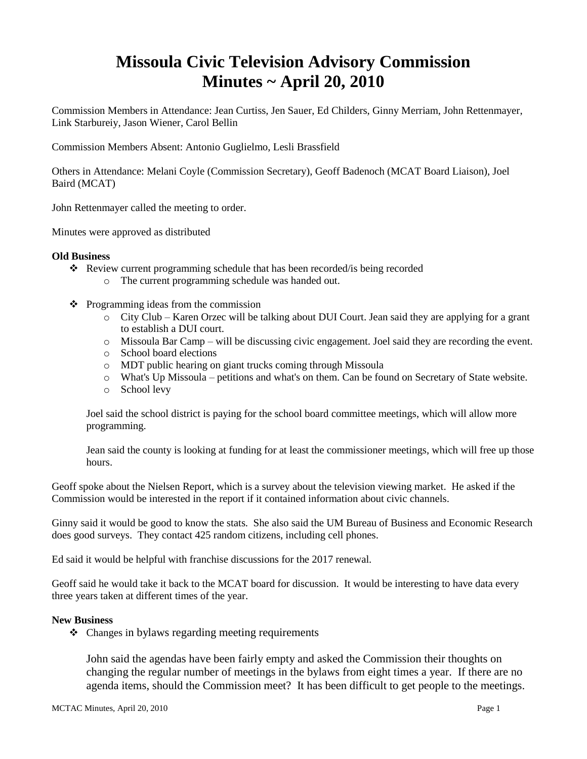# Missoula Civic Television Advisory Commission
# Minutes ~ April 20, 2010

Commission Members in Attendance: Jean Curtiss, Jen Sauer, Ed Childers, Ginny Merriam, John Rettenmayer, Link Starbureiy, Jason Wiener, Carol Bellin

Commission Members Absent: Antonio Guglielmo, Lesli Brassfield

Others in Attendance: Melani Coyle (Commission Secretary), Geoff Badenoch (MCAT Board Liaison), Joel Baird (MCAT)

John Rettenmayer called the meeting to order.

Minutes were approved as distributed

**Old Business**

- Review current programming schedule that has been recorded/is being recorded
  - The current programming schedule was handed out.

- Programming ideas from the commission
  - City Club – Karen Orzec will be talking about DUI Court. Jean said they are applying for a grant to establish a DUI court.
  - Missoula Bar Camp – will be discussing civic engagement. Joel said they are recording the event.
  - School board elections
  - MDT public hearing on giant trucks coming through Missoula
  - What's Up Missoula – petitions and what's on them. Can be found on Secretary of State website.
  - School levy

  Joel said the school district is paying for the school board committee meetings, which will allow more programming.

  Jean said the county is looking at funding for at least the commissioner meetings, which will free up those hours.

Geoff spoke about the Nielsen Report, which is a survey about the television viewing market. He asked if the Commission would be interested in the report if it contained information about civic channels.

Ginny said it would be good to know the stats. She also said the UM Bureau of Business and Economic Research does good surveys. They contact 425 random citizens, including cell phones.

Ed said it would be helpful with franchise discussions for the 2017 renewal.

Geoff said he would take it back to the MCAT board for discussion. It would be interesting to have data every three years taken at different times of the year.

**New Business**

- Changes in bylaws regarding meeting requirements

  John said the agendas have been fairly empty and asked the Commission their thoughts on changing the regular number of meetings in the bylaws from eight times a year. If there are no agenda items, should the Commission meet? It has been difficult to get people to the meetings.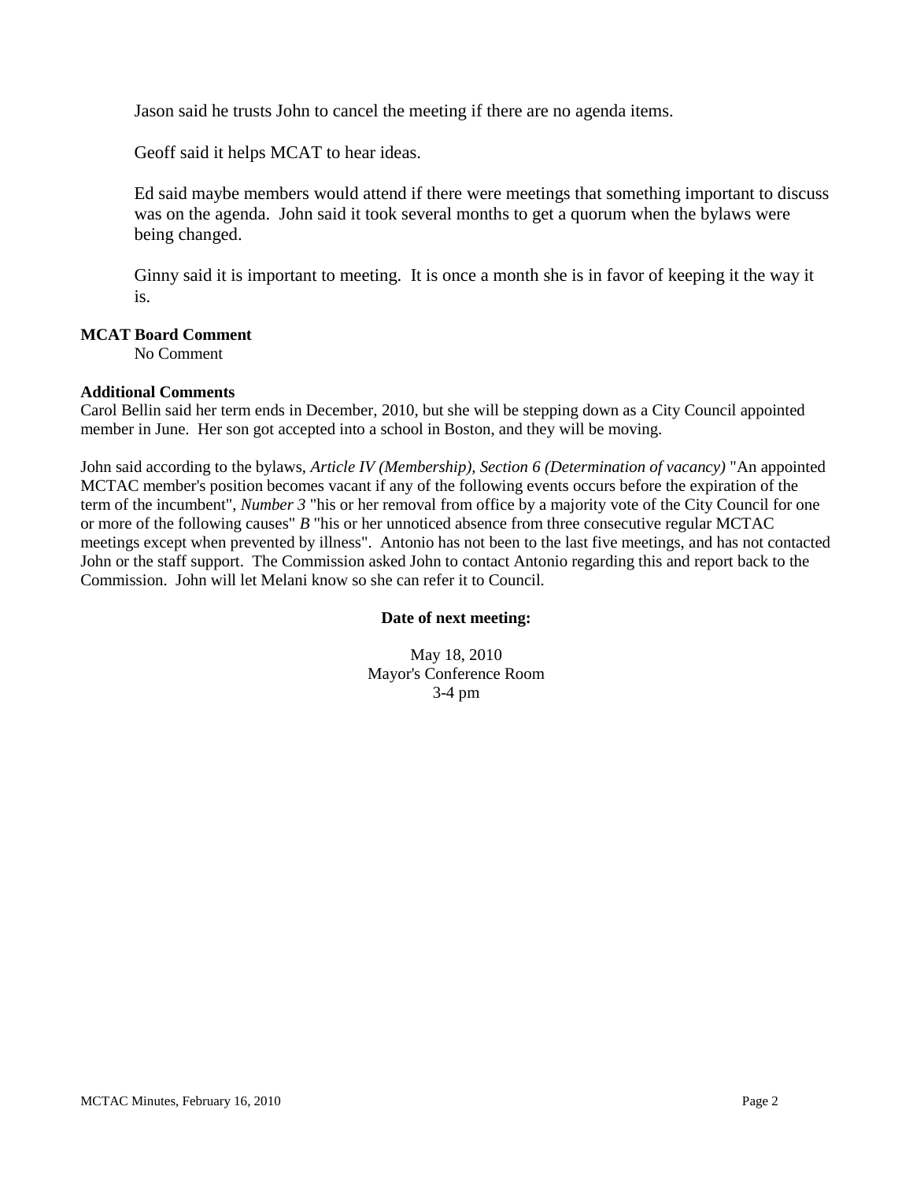Jason said he trusts John to cancel the meeting if there are no agenda items.

Geoff said it helps MCAT to hear ideas.

Ed said maybe members would attend if there were meetings that something important to discuss was on the agenda. John said it took several months to get a quorum when the bylaws were being changed.

Ginny said it is important to meeting. It is once a month she is in favor of keeping it the way it is.

**MCAT Board Comment**

No Comment

**Additional Comments**

Carol Bellin said her term ends in December, 2010, but she will be stepping down as a City Council appointed member in June. Her son got accepted into a school in Boston, and they will be moving.

John said according to the bylaws, *Article IV (Membership), Section 6 (Determination of vacancy)* "An appointed MCTAC member's position becomes vacant if any of the following events occurs before the expiration of the term of the incumbent", *Number 3* "his or her removal from office by a majority vote of the City Council for one or more of the following causes" *B* "his or her unnoticed absence from three consecutive regular MCTAC meetings except when prevented by illness". Antonio has not been to the last five meetings, and has not contacted John or the staff support. The Commission asked John to contact Antonio regarding this and report back to the Commission. John will let Melani know so she can refer it to Council.

**Date of next meeting:**

May 18, 2010
Mayor's Conference Room
3-4 pm